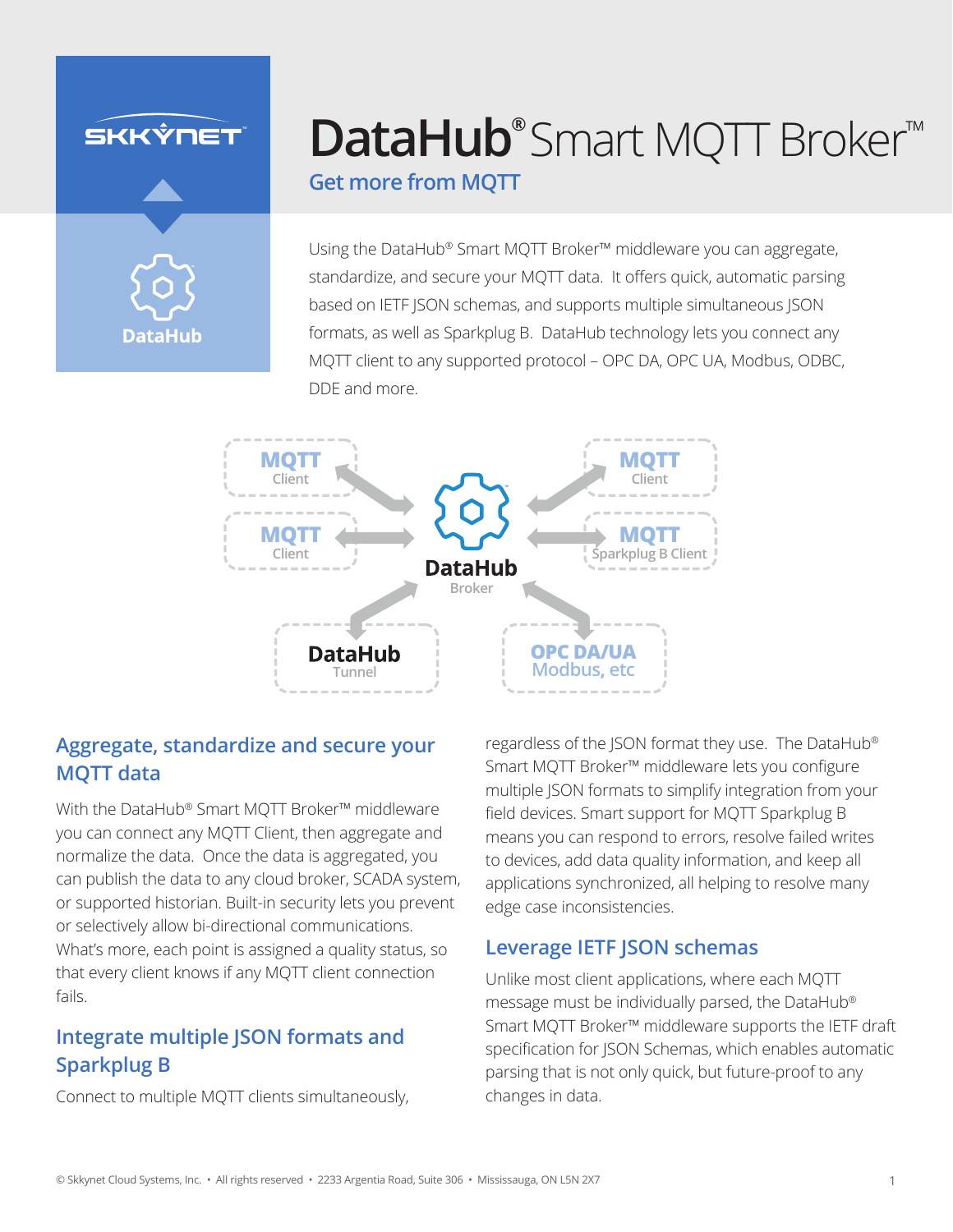# DataHub® Smart MQTT Broker™

## Get more from MQTT

Using the DataHub® Smart MQTT Broker™ middleware you can aggregate, standardize, and secure your MQTT data. It offers quick, automatic parsing based on IETF JSON schemas, and supports multiple simultaneous JSON formats, as well as Sparkplug B. DataHub technology lets you connect any MQTT client to any supported protocol – OPC DA, OPC UA, Modbus, ODBC, DDE and more.

## Aggregate, standardize and secure your MQTT data

With the DataHub® Smart MQTT Broker™ middleware you can connect any MQTT Client, then aggregate and normalize the data. Once the data is aggregated, you can publish the data to any cloud broker, SCADA system, or supported historian. Built-in security lets you prevent or selectively allow bi-directional communications. What's more, each point is assigned a quality status, so that every client knows if any MQTT client connection fails.

## Integrate multiple JSON formats and Sparkplug B

Connect to multiple MQTT clients simultaneously, regardless of the JSON format they use. The DataHub® Smart MQTT Broker™ middleware lets you configure multiple JSON formats to simplify integration from your field devices. Smart support for MQTT Sparkplug B means you can respond to errors, resolve failed writes to devices, add data quality information, and keep all applications synchronized, all helping to resolve many edge case inconsistencies.

## Leverage IETF JSON schemas

Unlike most client applications, where each MQTT message must be individually parsed, the DataHub® Smart MQTT Broker™ middleware supports the IETF draft specification for JSON Schemas, which enables automatic parsing that is not only quick, but future-proof to any changes in data.

© Skkynet Cloud Systems, Inc. • All rights reserved • 2233 Argentia Road, Suite 306 • Mississauga, ON L5N 2X7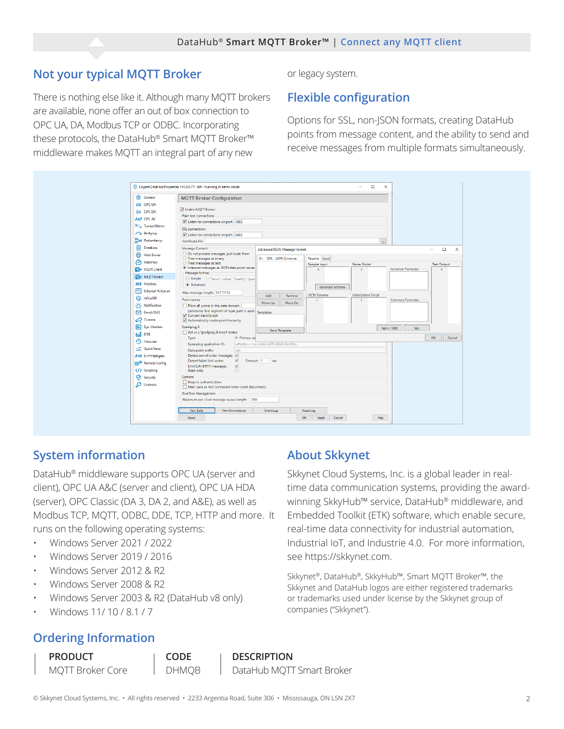## Not your typical MQTT Broker

There is nothing else like it. Although many MQTT brokers are available, none offer an out of box connection to OPC UA, DA, Modbus TCP or ODBC. Incorporating these protocols, the DataHub® Smart MQTT Broker™ middleware makes MQTT an integral part of any new or legacy system.

## Flexible configuration

Options for SSL, non-JSON formats, creating DataHub points from message content, and the ability to send and receive messages from multiple formats simultaneously.

## System information

DataHub® middleware supports OPC UA (server and client), OPC UA A&C (server and client), OPC UA HDA (server), OPC Classic (DA 3, DA 2, and A&E), as well as Modbus TCP, MQTT, ODBC, DDE, TCP, HTTP and more. It runs on the following operating systems:

- Windows Server 2021 / 2022
- Windows Server 2019 / 2016
- Windows Server 2012 & R2
- Windows Server 2008 & R2
- Windows Server 2003 & R2 (DataHub v8 only)
- Windows 11/ 10 / 8.1 / 7

## About Skkynet

Skkynet Cloud Systems, Inc. is a global leader in real-time data communication systems, providing the award-winning SkkyHub™ service, DataHub® middleware, and Embedded Toolkit (ETK) software, which enable secure, real-time data connectivity for industrial automation, Industrial IoT, and Industrie 4.0. For more information, see https://skkynet.com.

Skkynet®, DataHub®, SkkyHub™, Smart MQTT Broker™, the Skkynet and DataHub logos are either registered trademarks or trademarks used under license by the Skkynet group of companies ("Skkynet").

## Ordering Information

| PRODUCT | CODE | DESCRIPTION |
|---|---|---|
| MQTT Broker Core | DHMQB | DataHub MQTT Smart Broker |

© Skkynet Cloud Systems, Inc. • All rights reserved • 2233 Argentia Road, Suite 306 • Mississauga, ON L5N 2X7